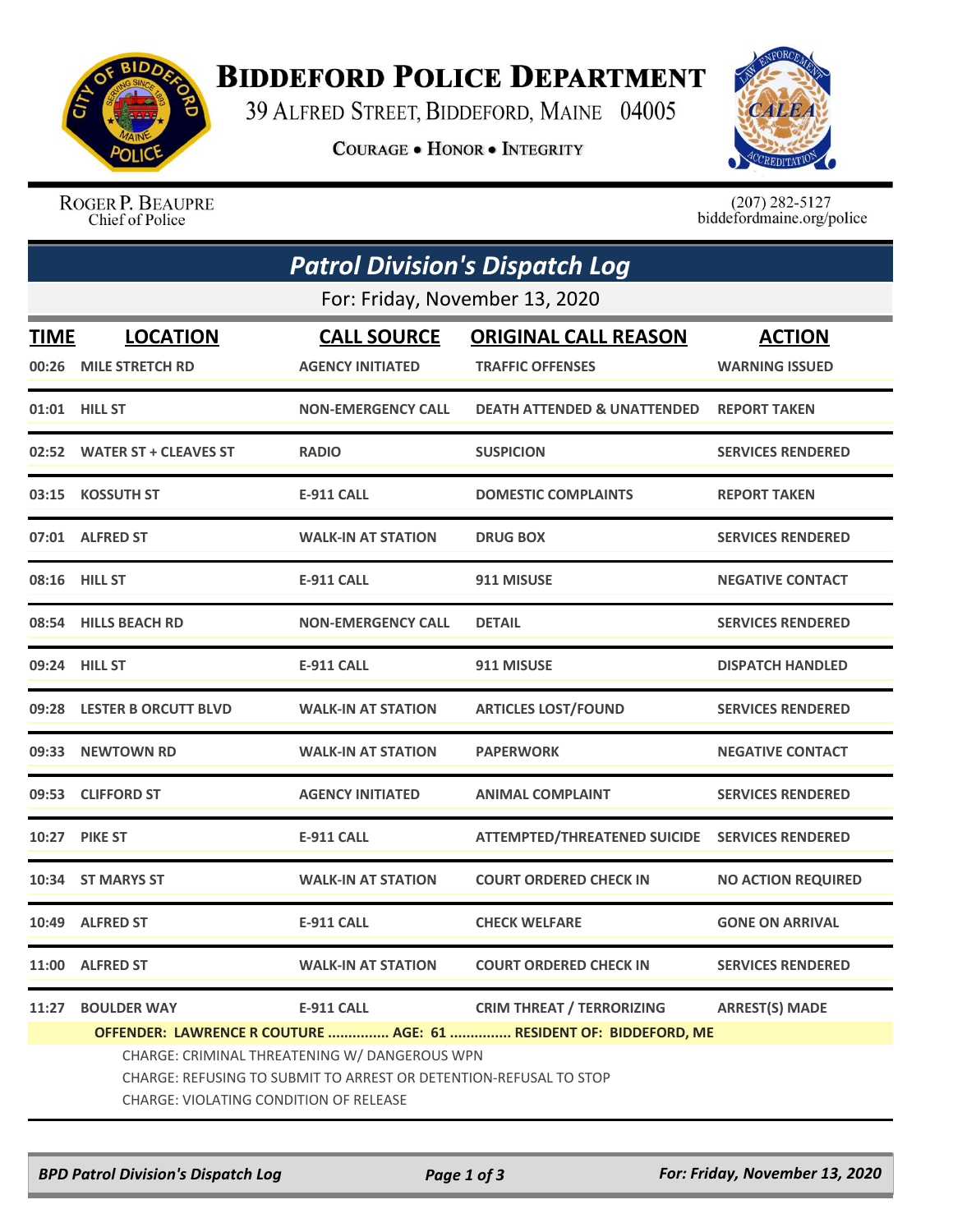# Biddeford Police Department

39 Alfred Street, Biddeford, Maine 04005

**Courage • Honor • Integrity**

Roger P. Beaupre
Chief of Police

(207) 282-5127
biddefordmaine.org/police

## Patrol Division's Dispatch Log

For: Friday, November 13, 2020

| TIME | LOCATION | CALL SOURCE | ORIGINAL CALL REASON | ACTION |
|---|---|---|---|---|
| 00:26 | MILE STRETCH RD | AGENCY INITIATED | TRAFFIC OFFENSES | WARNING ISSUED |
| 01:01 | HILL ST | NON-EMERGENCY CALL | DEATH ATTENDED & UNATTENDED | REPORT TAKEN |
| 02:52 | WATER ST + CLEAVES ST | RADIO | SUSPICION | SERVICES RENDERED |
| 03:15 | KOSSUTH ST | E-911 CALL | DOMESTIC COMPLAINTS | REPORT TAKEN |
| 07:01 | ALFRED ST | WALK-IN AT STATION | DRUG BOX | SERVICES RENDERED |
| 08:16 | HILL ST | E-911 CALL | 911 MISUSE | NEGATIVE CONTACT |
| 08:54 | HILLS BEACH RD | NON-EMERGENCY CALL | DETAIL | SERVICES RENDERED |
| 09:24 | HILL ST | E-911 CALL | 911 MISUSE | DISPATCH HANDLED |
| 09:28 | LESTER B ORCUTT BLVD | WALK-IN AT STATION | ARTICLES LOST/FOUND | SERVICES RENDERED |
| 09:33 | NEWTOWN RD | WALK-IN AT STATION | PAPERWORK | NEGATIVE CONTACT |
| 09:53 | CLIFFORD ST | AGENCY INITIATED | ANIMAL COMPLAINT | SERVICES RENDERED |
| 10:27 | PIKE ST | E-911 CALL | ATTEMPTED/THREATENED SUICIDE | SERVICES RENDERED |
| 10:34 | ST MARYS ST | WALK-IN AT STATION | COURT ORDERED CHECK IN | NO ACTION REQUIRED |
| 10:49 | ALFRED ST | E-911 CALL | CHECK WELFARE | GONE ON ARRIVAL |
| 11:00 | ALFRED ST | WALK-IN AT STATION | COURT ORDERED CHECK IN | SERVICES RENDERED |
| 11:27 | BOULDER WAY | E-911 CALL | CRIM THREAT / TERRORIZING | ARREST(S) MADE |

**OFFENDER: LAWRENCE R COUTURE ............... AGE: 61 ............... RESIDENT OF: BIDDEFORD, ME**

CHARGE: CRIMINAL THREATENING W/ DANGEROUS WPN
CHARGE: REFUSING TO SUBMIT TO ARREST OR DETENTION-REFUSAL TO STOP
CHARGE: VIOLATING CONDITION OF RELEASE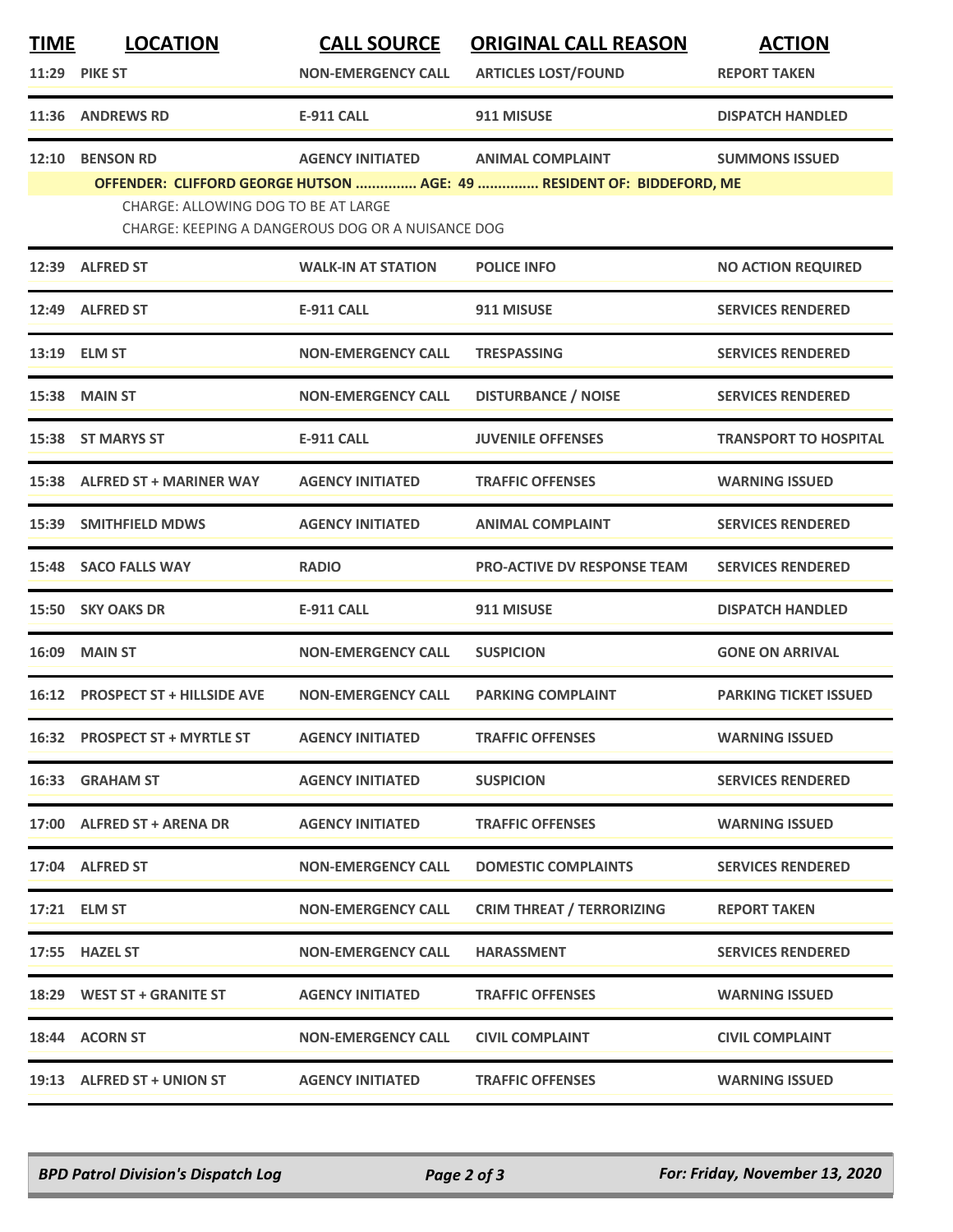| TIME | LOCATION | CALL SOURCE | ORIGINAL CALL REASON | ACTION |
|---|---|---|---|---|
| 11:29 | PIKE ST | NON-EMERGENCY CALL | ARTICLES LOST/FOUND | REPORT TAKEN |
| 11:36 | ANDREWS RD | E-911 CALL | 911 MISUSE | DISPATCH HANDLED |
| 12:10 | BENSON RD | AGENCY INITIATED | ANIMAL COMPLAINT | SUMMONS ISSUED |
| | OFFENDER: CLIFFORD GEORGE HUTSON ............... AGE: 49 ............... RESIDENT OF: BIDDEFORD, ME<br>CHARGE: ALLOWING DOG TO BE AT LARGE<br>CHARGE: KEEPING A DANGEROUS DOG OR A NUISANCE DOG | | | |
| 12:39 | ALFRED ST | WALK-IN AT STATION | POLICE INFO | NO ACTION REQUIRED |
| 12:49 | ALFRED ST | E-911 CALL | 911 MISUSE | SERVICES RENDERED |
| 13:19 | ELM ST | NON-EMERGENCY CALL | TRESPASSING | SERVICES RENDERED |
| 15:38 | MAIN ST | NON-EMERGENCY CALL | DISTURBANCE / NOISE | SERVICES RENDERED |
| 15:38 | ST MARYS ST | E-911 CALL | JUVENILE OFFENSES | TRANSPORT TO HOSPITAL |
| 15:38 | ALFRED ST + MARINER WAY | AGENCY INITIATED | TRAFFIC OFFENSES | WARNING ISSUED |
| 15:39 | SMITHFIELD MDWS | AGENCY INITIATED | ANIMAL COMPLAINT | SERVICES RENDERED |
| 15:48 | SACO FALLS WAY | RADIO | PRO-ACTIVE DV RESPONSE TEAM | SERVICES RENDERED |
| 15:50 | SKY OAKS DR | E-911 CALL | 911 MISUSE | DISPATCH HANDLED |
| 16:09 | MAIN ST | NON-EMERGENCY CALL | SUSPICION | GONE ON ARRIVAL |
| 16:12 | PROSPECT ST + HILLSIDE AVE | NON-EMERGENCY CALL | PARKING COMPLAINT | PARKING TICKET ISSUED |
| 16:32 | PROSPECT ST + MYRTLE ST | AGENCY INITIATED | TRAFFIC OFFENSES | WARNING ISSUED |
| 16:33 | GRAHAM ST | AGENCY INITIATED | SUSPICION | SERVICES RENDERED |
| 17:00 | ALFRED ST + ARENA DR | AGENCY INITIATED | TRAFFIC OFFENSES | WARNING ISSUED |
| 17:04 | ALFRED ST | NON-EMERGENCY CALL | DOMESTIC COMPLAINTS | SERVICES RENDERED |
| 17:21 | ELM ST | NON-EMERGENCY CALL | CRIM THREAT / TERRORIZING | REPORT TAKEN |
| 17:55 | HAZEL ST | NON-EMERGENCY CALL | HARASSMENT | SERVICES RENDERED |
| 18:29 | WEST ST + GRANITE ST | AGENCY INITIATED | TRAFFIC OFFENSES | WARNING ISSUED |
| 18:44 | ACORN ST | NON-EMERGENCY CALL | CIVIL COMPLAINT | CIVIL COMPLAINT |
| 19:13 | ALFRED ST + UNION ST | AGENCY INITIATED | TRAFFIC OFFENSES | WARNING ISSUED |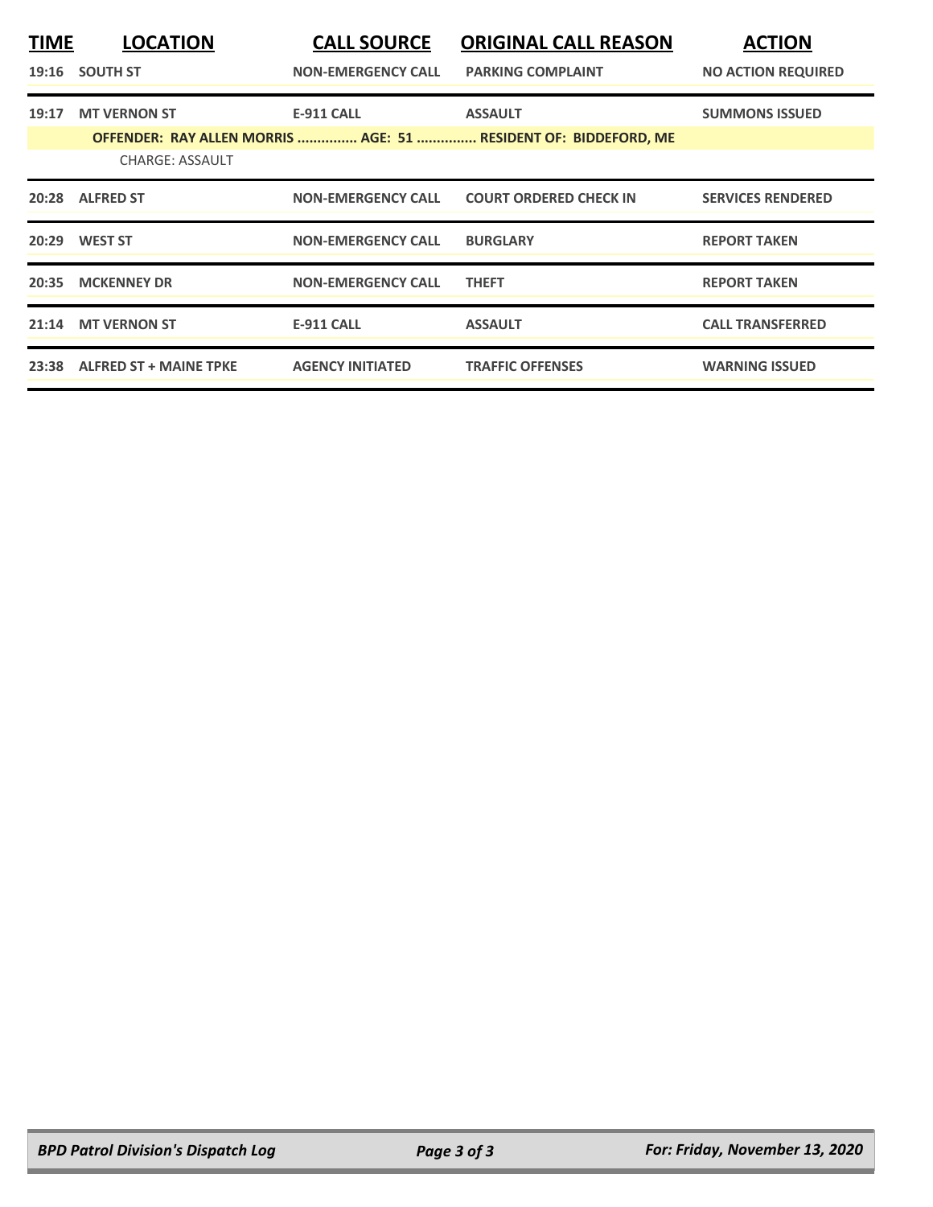| TIME | LOCATION | CALL SOURCE | ORIGINAL CALL REASON | ACTION |
|---|---|---|---|---|
| 19:16 | SOUTH ST | NON-EMERGENCY CALL | PARKING COMPLAINT | NO ACTION REQUIRED |
| 19:17 | MT VERNON ST | E-911 CALL | ASSAULT | SUMMONS ISSUED |
| | OFFENDER: RAY ALLEN MORRIS ............... AGE: 51 ............... RESIDENT OF: BIDDEFORD, ME | | | |
| | CHARGE: ASSAULT | | | |
| 20:28 | ALFRED ST | NON-EMERGENCY CALL | COURT ORDERED CHECK IN | SERVICES RENDERED |
| 20:29 | WEST ST | NON-EMERGENCY CALL | BURGLARY | REPORT TAKEN |
| 20:35 | MCKENNEY DR | NON-EMERGENCY CALL | THEFT | REPORT TAKEN |
| 21:14 | MT VERNON ST | E-911 CALL | ASSAULT | CALL TRANSFERRED |
| 23:38 | ALFRED ST + MAINE TPKE | AGENCY INITIATED | TRAFFIC OFFENSES | WARNING ISSUED |